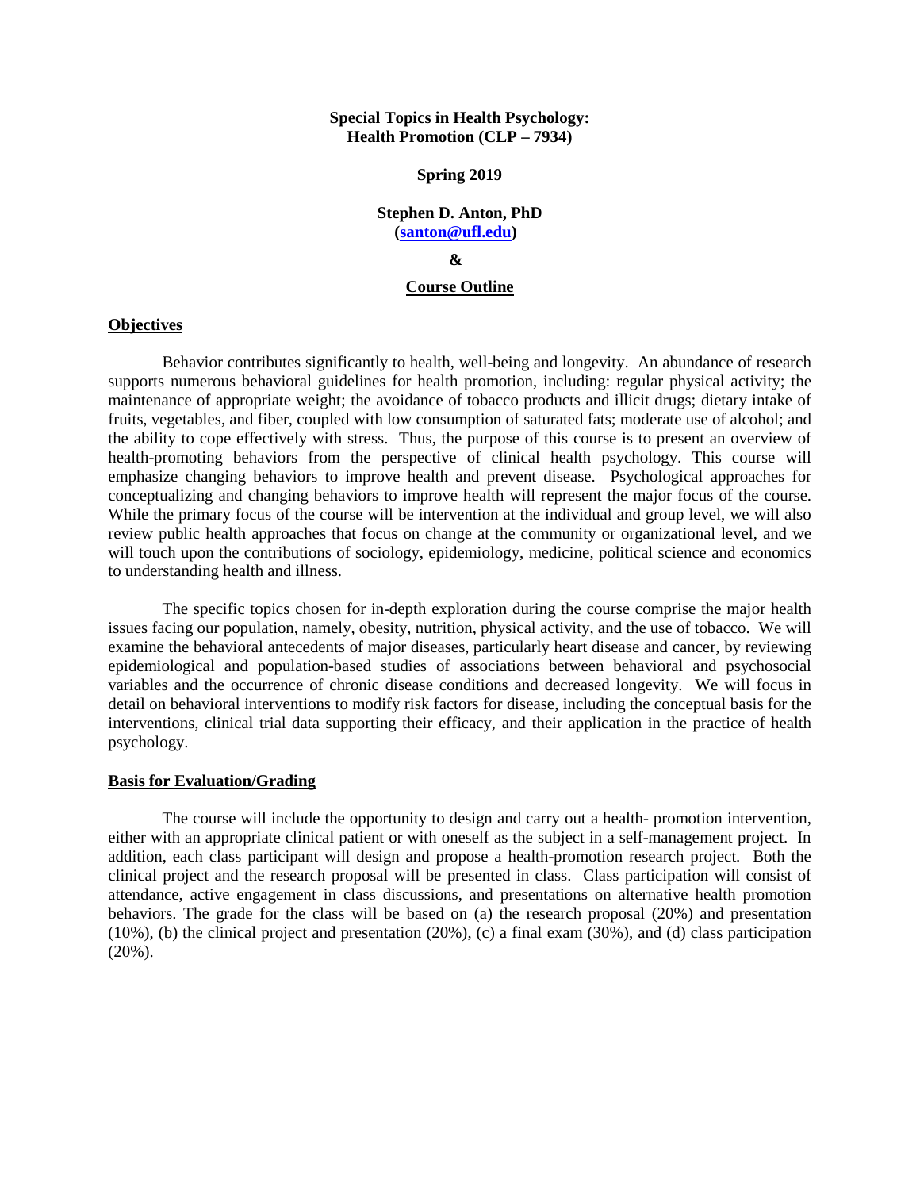**Special Topics in Health Psychology:**
**Health Promotion (CLP – 7934)**

**Spring 2019**

**Stephen D. Anton, PhD**
**(santon@ufl.edu)**

**&**

**Course Outline**

## Objectives

Behavior contributes significantly to health, well-being and longevity. An abundance of research supports numerous behavioral guidelines for health promotion, including: regular physical activity; the maintenance of appropriate weight; the avoidance of tobacco products and illicit drugs; dietary intake of fruits, vegetables, and fiber, coupled with low consumption of saturated fats; moderate use of alcohol; and the ability to cope effectively with stress. Thus, the purpose of this course is to present an overview of health-promoting behaviors from the perspective of clinical health psychology. This course will emphasize changing behaviors to improve health and prevent disease. Psychological approaches for conceptualizing and changing behaviors to improve health will represent the major focus of the course. While the primary focus of the course will be intervention at the individual and group level, we will also review public health approaches that focus on change at the community or organizational level, and we will touch upon the contributions of sociology, epidemiology, medicine, political science and economics to understanding health and illness.

The specific topics chosen for in-depth exploration during the course comprise the major health issues facing our population, namely, obesity, nutrition, physical activity, and the use of tobacco. We will examine the behavioral antecedents of major diseases, particularly heart disease and cancer, by reviewing epidemiological and population-based studies of associations between behavioral and psychosocial variables and the occurrence of chronic disease conditions and decreased longevity. We will focus in detail on behavioral interventions to modify risk factors for disease, including the conceptual basis for the interventions, clinical trial data supporting their efficacy, and their application in the practice of health psychology.

## Basis for Evaluation/Grading

The course will include the opportunity to design and carry out a health- promotion intervention, either with an appropriate clinical patient or with oneself as the subject in a self-management project. In addition, each class participant will design and propose a health-promotion research project. Both the clinical project and the research proposal will be presented in class. Class participation will consist of attendance, active engagement in class discussions, and presentations on alternative health promotion behaviors. The grade for the class will be based on (a) the research proposal (20%) and presentation (10%), (b) the clinical project and presentation (20%), (c) a final exam (30%), and (d) class participation (20%).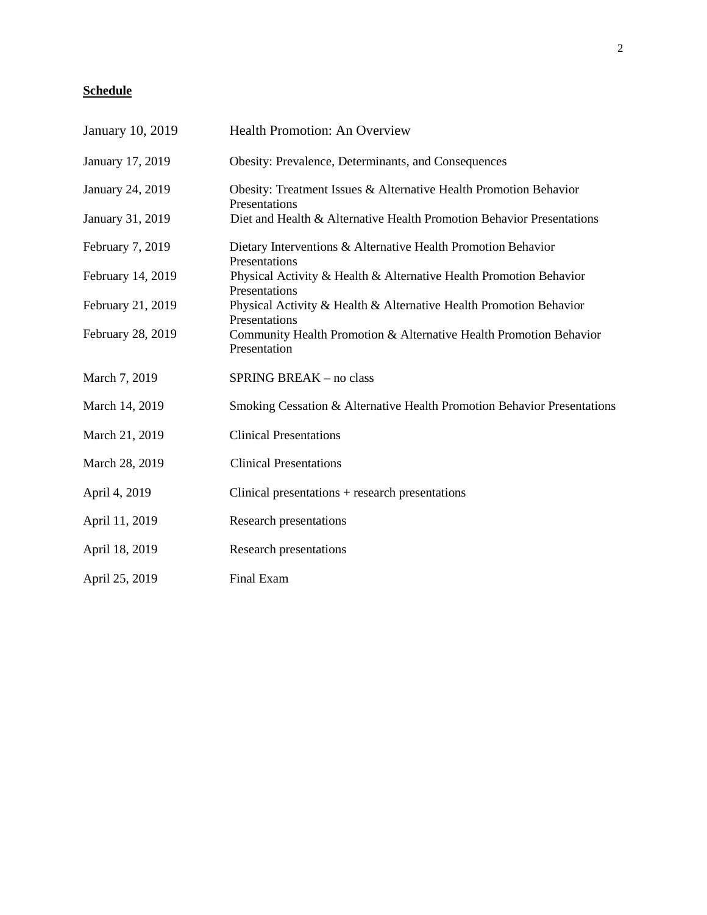**Schedule**

| | |
|---|---|
| January 10, 2019 | Health Promotion: An Overview |
| January 17, 2019 | Obesity: Prevalence, Determinants, and Consequences |
| January 24, 2019 | Obesity: Treatment Issues & Alternative Health Promotion Behavior Presentations |
| January 31, 2019 | Diet and Health & Alternative Health Promotion Behavior Presentations |
| February 7, 2019 | Dietary Interventions & Alternative Health Promotion Behavior Presentations |
| February 14, 2019 | Physical Activity & Health & Alternative Health Promotion Behavior Presentations |
| February 21, 2019 | Physical Activity & Health & Alternative Health Promotion Behavior Presentations |
| February 28, 2019 | Community Health Promotion & Alternative Health Promotion Behavior Presentation |
| March 7, 2019 | SPRING BREAK – no class |
| March 14, 2019 | Smoking Cessation & Alternative Health Promotion Behavior Presentations |
| March 21, 2019 | Clinical Presentations |
| March 28, 2019 | Clinical Presentations |
| April 4, 2019 | Clinical presentations + research presentations |
| April 11, 2019 | Research presentations |
| April 18, 2019 | Research presentations |
| April 25, 2019 | Final Exam |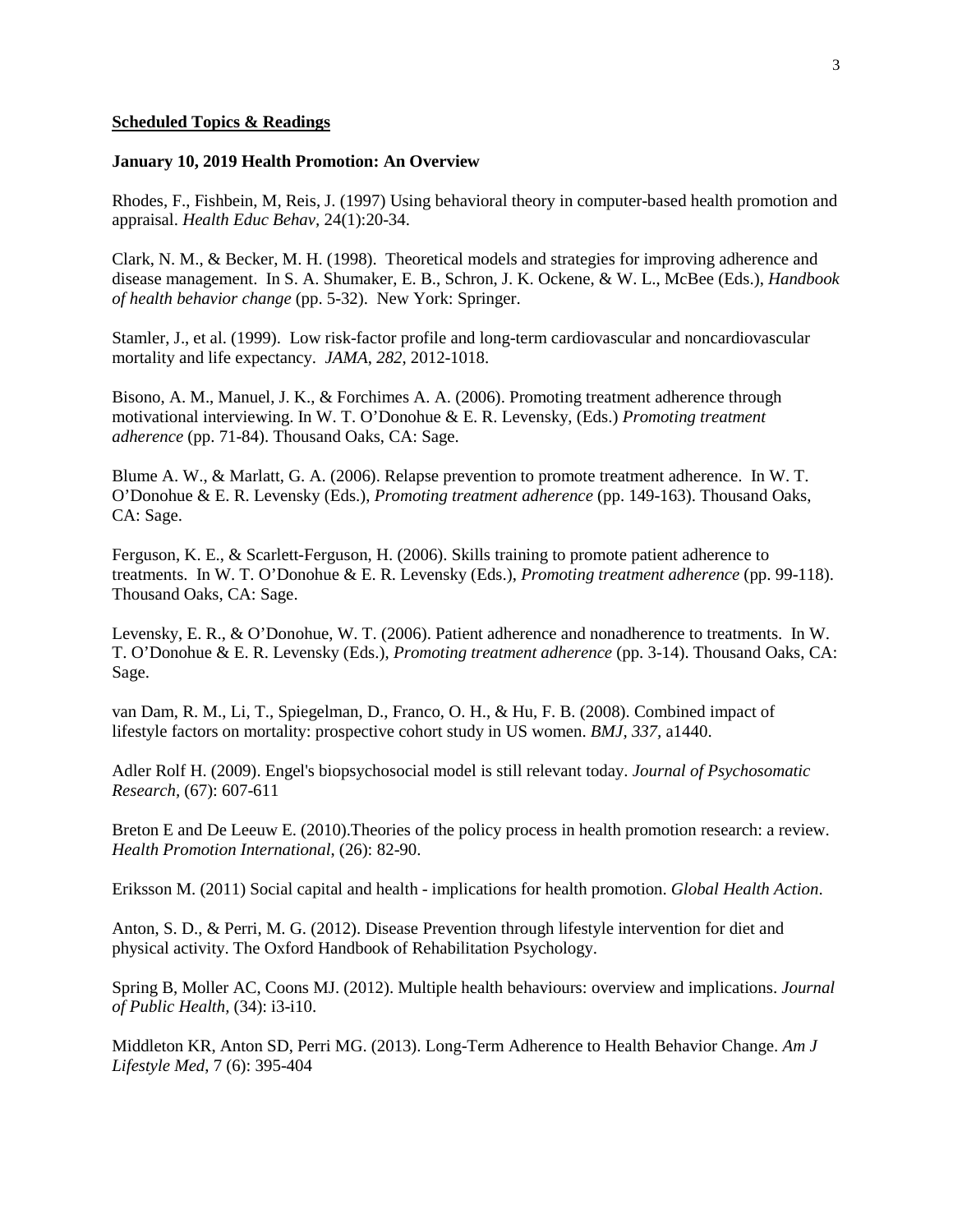**<u>Scheduled Topics & Readings</u>**

**January 10, 2019 Health Promotion: An Overview**

Rhodes, F., Fishbein, M, Reis, J. (1997) Using behavioral theory in computer-based health promotion and appraisal. *Health Educ Behav*, 24(1):20-34.

Clark, N. M., & Becker, M. H. (1998). Theoretical models and strategies for improving adherence and disease management. In S. A. Shumaker, E. B., Schron, J. K. Ockene, & W. L., McBee (Eds.), *Handbook of health behavior change* (pp. 5-32). New York: Springer.

Stamler, J., et al. (1999). Low risk-factor profile and long-term cardiovascular and noncardiovascular mortality and life expectancy. *JAMA*, *282*, 2012-1018.

Bisono, A. M., Manuel, J. K., & Forchimes A. A. (2006). Promoting treatment adherence through motivational interviewing. In W. T. O'Donohue & E. R. Levensky, (Eds.) *Promoting treatment adherence* (pp. 71-84). Thousand Oaks, CA: Sage.

Blume A. W., & Marlatt, G. A. (2006). Relapse prevention to promote treatment adherence. In W. T. O'Donohue & E. R. Levensky (Eds.), *Promoting treatment adherence* (pp. 149-163). Thousand Oaks, CA: Sage.

Ferguson, K. E., & Scarlett-Ferguson, H. (2006). Skills training to promote patient adherence to treatments. In W. T. O'Donohue & E. R. Levensky (Eds.), *Promoting treatment adherence* (pp. 99-118). Thousand Oaks, CA: Sage.

Levensky, E. R., & O'Donohue, W. T. (2006). Patient adherence and nonadherence to treatments. In W. T. O'Donohue & E. R. Levensky (Eds.), *Promoting treatment adherence* (pp. 3-14). Thousand Oaks, CA: Sage.

van Dam, R. M., Li, T., Spiegelman, D., Franco, O. H., & Hu, F. B. (2008). Combined impact of lifestyle factors on mortality: prospective cohort study in US women. *BMJ, 337,* a1440.

Adler Rolf H. (2009). Engel's biopsychosocial model is still relevant today. *Journal of Psychosomatic Research*, (67): 607-611

Breton E and De Leeuw E. (2010).Theories of the policy process in health promotion research: a review. *Health Promotion International*, (26): 82-90.

Eriksson M. (2011) Social capital and health - implications for health promotion. *Global Health Action*.

Anton, S. D., & Perri, M. G. (2012). Disease Prevention through lifestyle intervention for diet and physical activity. The Oxford Handbook of Rehabilitation Psychology.

Spring B, Moller AC, Coons MJ. (2012). Multiple health behaviours: overview and implications. *Journal of Public Health*, (34): i3-i10.

Middleton KR, Anton SD, Perri MG. (2013). Long-Term Adherence to Health Behavior Change. *Am J Lifestyle Med*, 7 (6): 395-404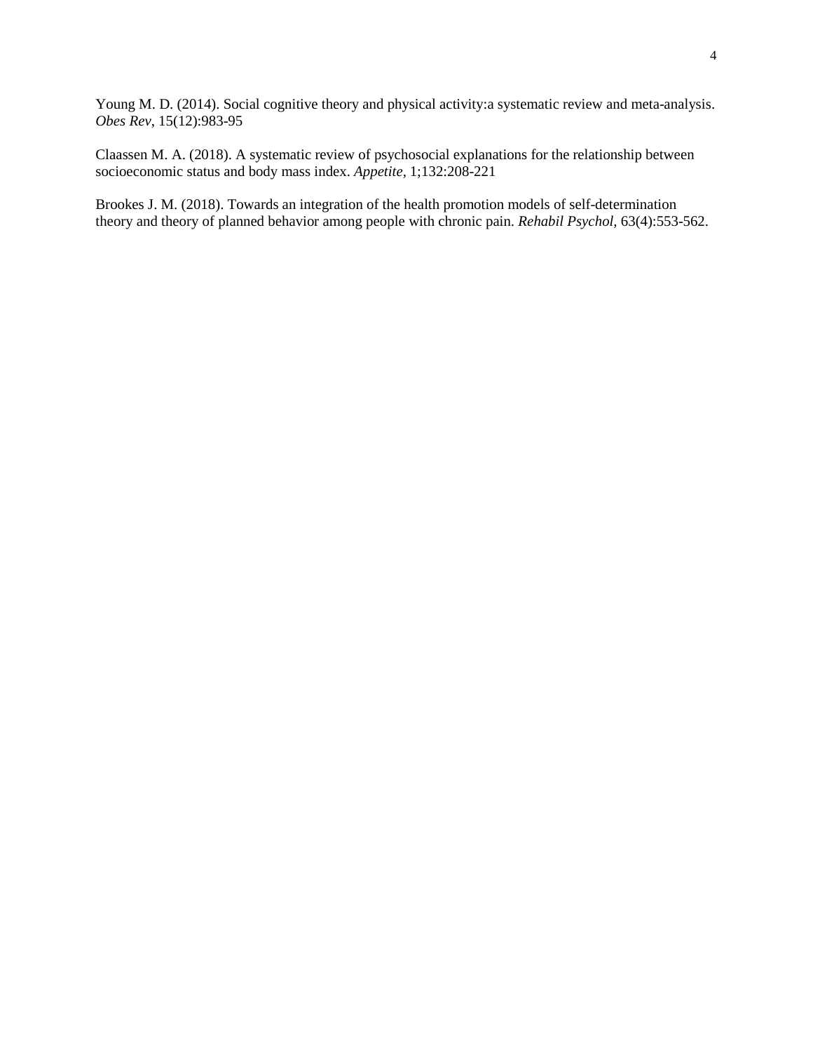Young M. D. (2014). Social cognitive theory and physical activity:a systematic review and meta-analysis. *Obes Rev*, 15(12):983-95

Claassen M. A. (2018). A systematic review of psychosocial explanations for the relationship between socioeconomic status and body mass index. *Appetite*, 1;132:208-221

Brookes J. M. (2018). Towards an integration of the health promotion models of self-determination theory and theory of planned behavior among people with chronic pain. *Rehabil Psychol*, 63(4):553-562.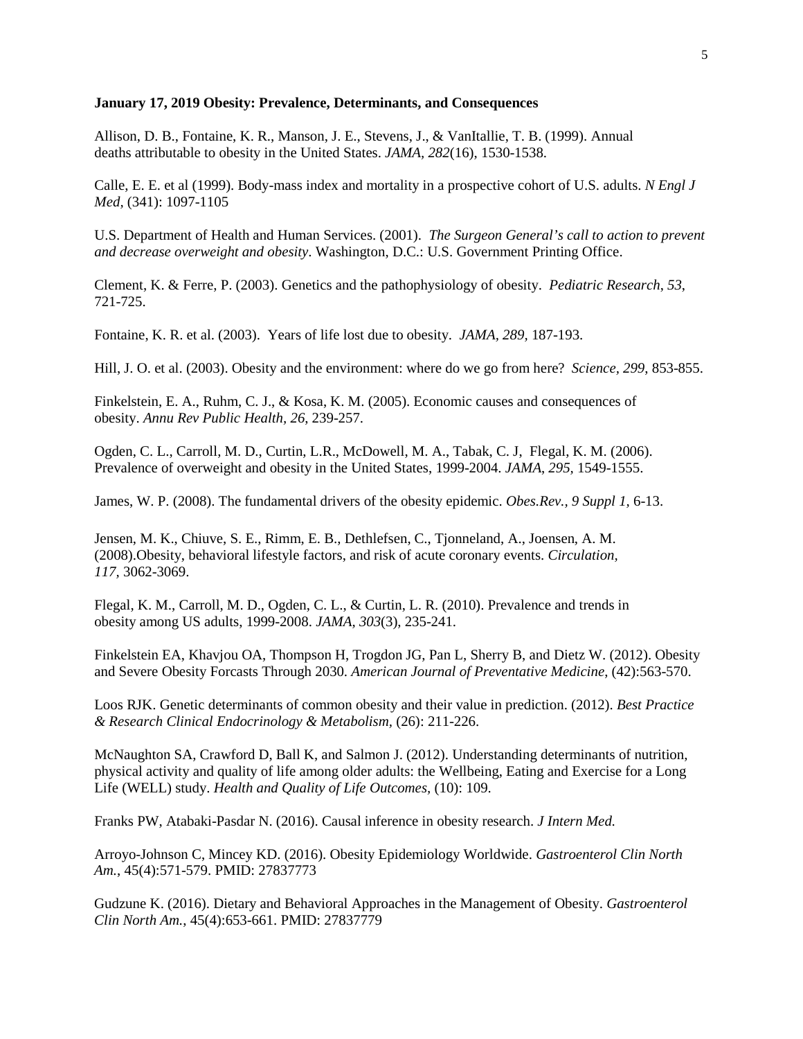**January 17, 2019 Obesity: Prevalence, Determinants, and Consequences**

Allison, D. B., Fontaine, K. R., Manson, J. E., Stevens, J., & VanItallie, T. B. (1999). Annual deaths attributable to obesity in the United States. *JAMA, 282*(16), 1530-1538.

Calle, E. E. et al (1999). Body-mass index and mortality in a prospective cohort of U.S. adults. *N Engl J Med,* (341): 1097-1105

U.S. Department of Health and Human Services. (2001). *The Surgeon General's call to action to prevent and decrease overweight and obesity*. Washington, D.C.: U.S. Government Printing Office.

Clement, K. & Ferre, P. (2003). Genetics and the pathophysiology of obesity. *Pediatric Research*, *53*, 721-725.

Fontaine, K. R. et al. (2003). Years of life lost due to obesity. *JAMA*, *289*, 187-193.

Hill, J. O. et al. (2003). Obesity and the environment: where do we go from here? *Science, 299*, 853-855.

Finkelstein, E. A., Ruhm, C. J., & Kosa, K. M. (2005). Economic causes and consequences of obesity. *Annu Rev Public Health, 26*, 239-257.

Ogden, C. L., Carroll, M. D., Curtin, L.R., McDowell, M. A., Tabak, C. J, Flegal, K. M. (2006). Prevalence of overweight and obesity in the United States, 1999-2004. *JAMA*, *295*, 1549-1555.

James, W. P. (2008). The fundamental drivers of the obesity epidemic. *Obes.Rev., 9 Suppl 1*, 6-13.

Jensen, M. K., Chiuve, S. E., Rimm, E. B., Dethlefsen, C., Tjonneland, A., Joensen, A. M. (2008).Obesity, behavioral lifestyle factors, and risk of acute coronary events. *Circulation, 117*, 3062-3069.

Flegal, K. M., Carroll, M. D., Ogden, C. L., & Curtin, L. R. (2010). Prevalence and trends in obesity among US adults, 1999-2008. *JAMA, 303*(3), 235-241.

Finkelstein EA, Khavjou OA, Thompson H, Trogdon JG, Pan L, Sherry B, and Dietz W. (2012). Obesity and Severe Obesity Forcasts Through 2030. *American Journal of Preventative Medicine*, (42):563-570.

Loos RJK. Genetic determinants of common obesity and their value in prediction. (2012). *Best Practice & Research Clinical Endocrinology & Metabolism,* (26): 211-226.

McNaughton SA, Crawford D, Ball K, and Salmon J. (2012). Understanding determinants of nutrition, physical activity and quality of life among older adults: the Wellbeing, Eating and Exercise for a Long Life (WELL) study. *Health and Quality of Life Outcomes*, (10): 109.

Franks PW, Atabaki-Pasdar N. (2016). Causal inference in obesity research. *J Intern Med.*

Arroyo-Johnson C, Mincey KD. (2016). Obesity Epidemiology Worldwide. *Gastroenterol Clin North Am.*, 45(4):571-579. PMID: 27837773

Gudzune K. (2016). Dietary and Behavioral Approaches in the Management of Obesity. *Gastroenterol Clin North Am.*, 45(4):653-661. PMID: 27837779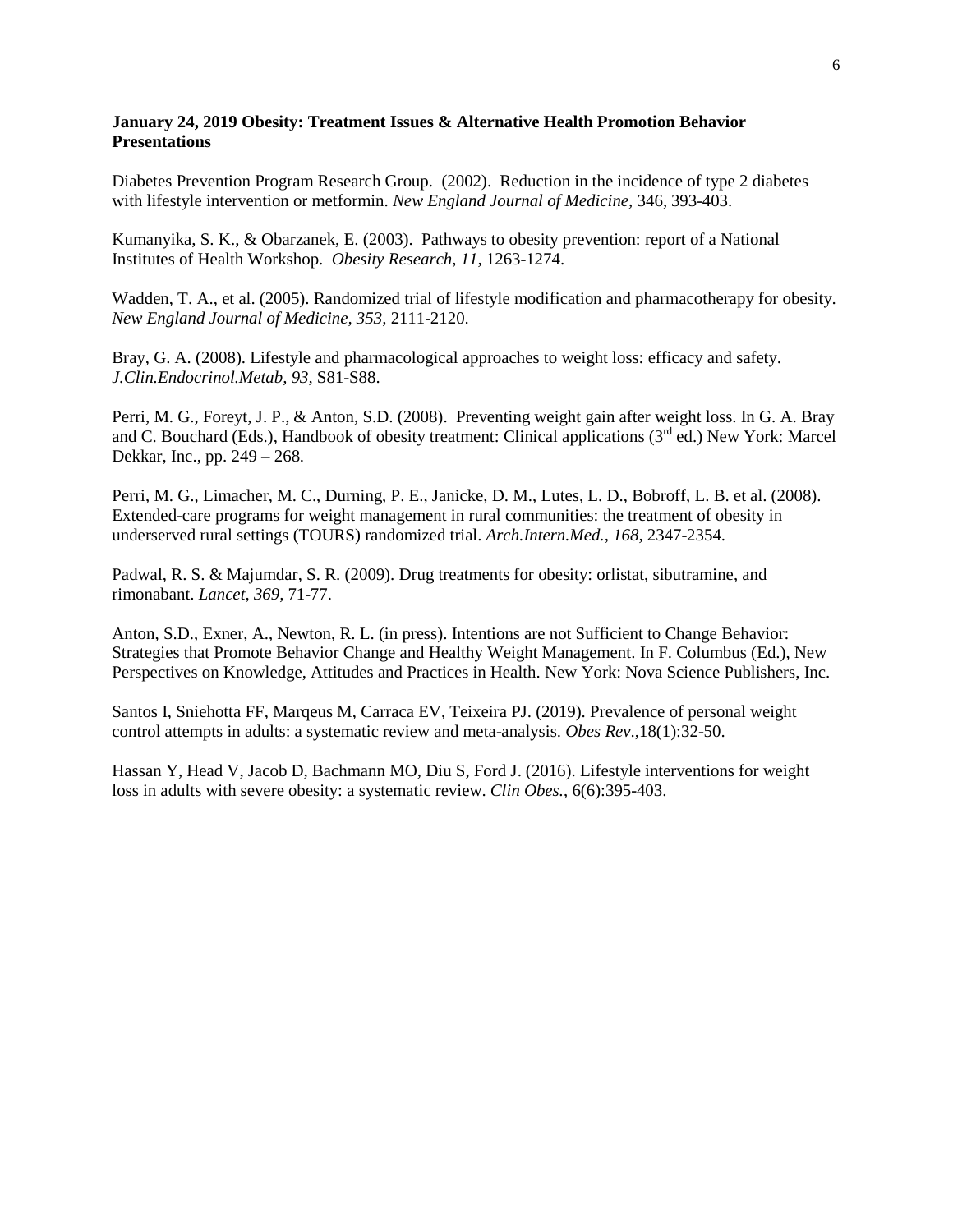**January 24, 2019 Obesity: Treatment Issues & Alternative Health Promotion Behavior Presentations**

Diabetes Prevention Program Research Group. (2002). Reduction in the incidence of type 2 diabetes with lifestyle intervention or metformin. *New England Journal of Medicine,* 346, 393-403.

Kumanyika, S. K., & Obarzanek, E. (2003). Pathways to obesity prevention: report of a National Institutes of Health Workshop. *Obesity Research, 11,* 1263-1274.

Wadden, T. A., et al. (2005). Randomized trial of lifestyle modification and pharmacotherapy for obesity. *New England Journal of Medicine, 353,* 2111-2120.

Bray, G. A. (2008). Lifestyle and pharmacological approaches to weight loss: efficacy and safety. *J.Clin.Endocrinol.Metab, 93,* S81-S88.

Perri, M. G., Foreyt, J. P., & Anton, S.D. (2008). Preventing weight gain after weight loss. In G. A. Bray and C. Bouchard (Eds.), Handbook of obesity treatment: Clinical applications (3rd ed.) New York: Marcel Dekkar, Inc., pp. 249 – 268.

Perri, M. G., Limacher, M. C., Durning, P. E., Janicke, D. M., Lutes, L. D., Bobroff, L. B. et al. (2008). Extended-care programs for weight management in rural communities: the treatment of obesity in underserved rural settings (TOURS) randomized trial. *Arch.Intern.Med., 168,* 2347-2354.

Padwal, R. S. & Majumdar, S. R. (2009). Drug treatments for obesity: orlistat, sibutramine, and rimonabant. *Lancet, 369,* 71-77.

Anton, S.D., Exner, A., Newton, R. L. (in press). Intentions are not Sufficient to Change Behavior: Strategies that Promote Behavior Change and Healthy Weight Management. In F. Columbus (Ed.), New Perspectives on Knowledge, Attitudes and Practices in Health. New York: Nova Science Publishers, Inc.

Santos I, Sniehotta FF, Marqeus M, Carraca EV, Teixeira PJ. (2019). Prevalence of personal weight control attempts in adults: a systematic review and meta-analysis. *Obes Rev.,*18(1):32-50.

Hassan Y, Head V, Jacob D, Bachmann MO, Diu S, Ford J. (2016). Lifestyle interventions for weight loss in adults with severe obesity: a systematic review. *Clin Obes.*, 6(6):395-403.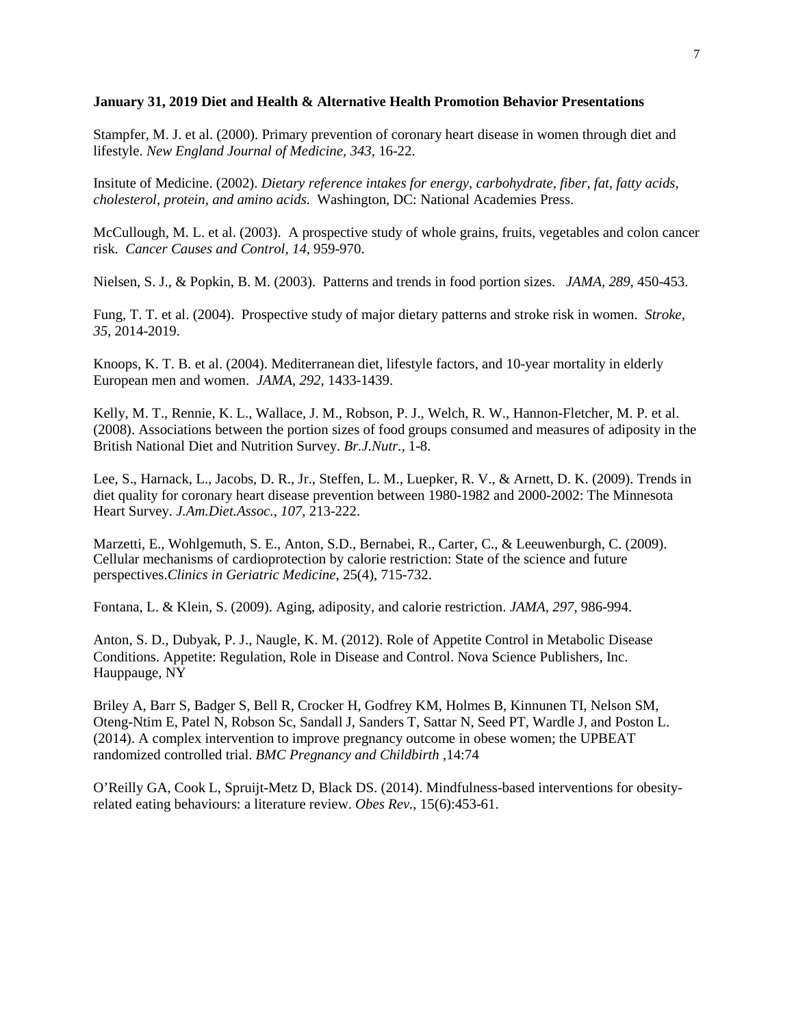**January 31, 2019 Diet and Health & Alternative Health Promotion Behavior Presentations**

Stampfer, M. J. et al. (2000). Primary prevention of coronary heart disease in women through diet and lifestyle. *New England Journal of Medicine, 343,* 16-22.

Insitute of Medicine. (2002). *Dietary reference intakes for energy, carbohydrate, fiber, fat, fatty acids, cholesterol, protein, and amino acids.* Washington, DC: National Academies Press.

McCullough, M. L. et al. (2003). A prospective study of whole grains, fruits, vegetables and colon cancer risk. *Cancer Causes and Control, 14,* 959-970.

Nielsen, S. J., & Popkin, B. M. (2003). Patterns and trends in food portion sizes. *JAMA, 289,* 450-453.

Fung, T. T. et al. (2004). Prospective study of major dietary patterns and stroke risk in women. *Stroke, 35,* 2014-2019.

Knoops, K. T. B. et al. (2004). Mediterranean diet, lifestyle factors, and 10-year mortality in elderly European men and women. *JAMA, 292,* 1433-1439.

Kelly, M. T., Rennie, K. L., Wallace, J. M., Robson, P. J., Welch, R. W., Hannon-Fletcher, M. P. et al. (2008). Associations between the portion sizes of food groups consumed and measures of adiposity in the British National Diet and Nutrition Survey. *Br.J.Nutr.,* 1-8.

Lee, S., Harnack, L., Jacobs, D. R., Jr., Steffen, L. M., Luepker, R. V., & Arnett, D. K. (2009). Trends in diet quality for coronary heart disease prevention between 1980-1982 and 2000-2002: The Minnesota Heart Survey. *J.Am.Diet.Assoc., 107,* 213-222.

Marzetti, E., Wohlgemuth, S. E., Anton, S.D., Bernabei, R., Carter, C., & Leeuwenburgh, C. (2009). Cellular mechanisms of cardioprotection by calorie restriction: State of the science and future perspectives.*Clinics in Geriatric Medicine*, 25(4), 715-732.

Fontana, L. & Klein, S. (2009). Aging, adiposity, and calorie restriction. *JAMA, 297,* 986-994.

Anton, S. D., Dubyak, P. J., Naugle, K. M. (2012). Role of Appetite Control in Metabolic Disease Conditions. Appetite: Regulation, Role in Disease and Control. Nova Science Publishers, Inc. Hauppauge, NY

Briley A, Barr S, Badger S, Bell R, Crocker H, Godfrey KM, Holmes B, Kinnunen TI, Nelson SM, Oteng-Ntim E, Patel N, Robson Sc, Sandall J, Sanders T, Sattar N, Seed PT, Wardle J, and Poston L. (2014). A complex intervention to improve pregnancy outcome in obese women; the UPBEAT randomized controlled trial. *BMC Pregnancy and Childbirth* ,14:74

O'Reilly GA, Cook L, Spruijt-Metz D, Black DS. (2014). Mindfulness-based interventions for obesity-related eating behaviours: a literature review. *Obes Rev.,* 15(6):453-61.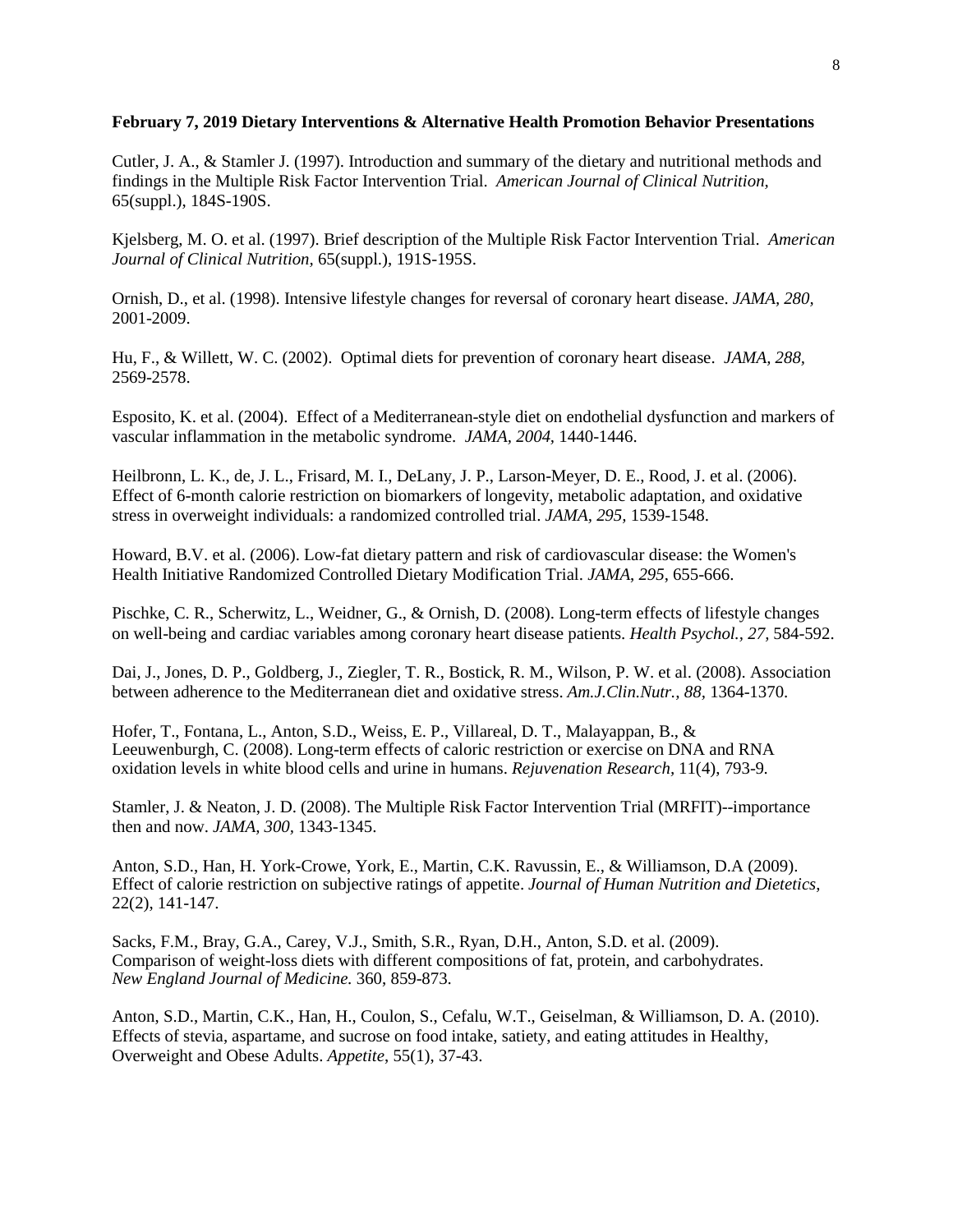**February 7, 2019 Dietary Interventions & Alternative Health Promotion Behavior Presentations**

Cutler, J. A., & Stamler J. (1997). Introduction and summary of the dietary and nutritional methods and findings in the Multiple Risk Factor Intervention Trial. *American Journal of Clinical Nutrition,* 65(suppl.), 184S-190S.

Kjelsberg, M. O. et al. (1997). Brief description of the Multiple Risk Factor Intervention Trial. *American Journal of Clinical Nutrition,* 65(suppl.), 191S-195S.

Ornish, D., et al. (1998). Intensive lifestyle changes for reversal of coronary heart disease. *JAMA, 280,* 2001-2009.

Hu, F., & Willett, W. C. (2002). Optimal diets for prevention of coronary heart disease. *JAMA, 288,* 2569-2578.

Esposito, K. et al. (2004). Effect of a Mediterranean-style diet on endothelial dysfunction and markers of vascular inflammation in the metabolic syndrome. *JAMA, 2004,* 1440-1446.

Heilbronn, L. K., de, J. L., Frisard, M. I., DeLany, J. P., Larson-Meyer, D. E., Rood, J. et al. (2006). Effect of 6-month calorie restriction on biomarkers of longevity, metabolic adaptation, and oxidative stress in overweight individuals: a randomized controlled trial. *JAMA, 295,* 1539-1548.

Howard, B.V. et al. (2006). Low-fat dietary pattern and risk of cardiovascular disease: the Women's Health Initiative Randomized Controlled Dietary Modification Trial. *JAMA, 295*, 655-666.

Pischke, C. R., Scherwitz, L., Weidner, G., & Ornish, D. (2008). Long-term effects of lifestyle changes on well-being and cardiac variables among coronary heart disease patients. *Health Psychol., 27,* 584-592.

Dai, J., Jones, D. P., Goldberg, J., Ziegler, T. R., Bostick, R. M., Wilson, P. W. et al. (2008). Association between adherence to the Mediterranean diet and oxidative stress. *Am.J.Clin.Nutr., 88*, 1364-1370.

Hofer, T., Fontana, L., Anton, S.D., Weiss, E. P., Villareal, D. T., Malayappan, B., & Leeuwenburgh, C. (2008). Long-term effects of caloric restriction or exercise on DNA and RNA oxidation levels in white blood cells and urine in humans. *Rejuvenation Research,* 11(4), 793-9.

Stamler, J. & Neaton, J. D. (2008). The Multiple Risk Factor Intervention Trial (MRFIT)--importance then and now. *JAMA, 300*, 1343-1345.

Anton, S.D., Han, H. York-Crowe, York, E., Martin, C.K. Ravussin, E., & Williamson, D.A (2009). Effect of calorie restriction on subjective ratings of appetite. *Journal of Human Nutrition and Dietetics*, 22(2), 141-147.

Sacks, F.M., Bray, G.A., Carey, V.J., Smith, S.R., Ryan, D.H., Anton, S.D. et al. (2009). Comparison of weight-loss diets with different compositions of fat, protein, and carbohydrates. *New England Journal of Medicine.* 360, 859-873.

Anton, S.D., Martin, C.K., Han, H., Coulon, S., Cefalu, W.T., Geiselman, & Williamson, D. A. (2010). Effects of stevia, aspartame, and sucrose on food intake, satiety, and eating attitudes in Healthy, Overweight and Obese Adults. *Appetite*, 55(1), 37-43.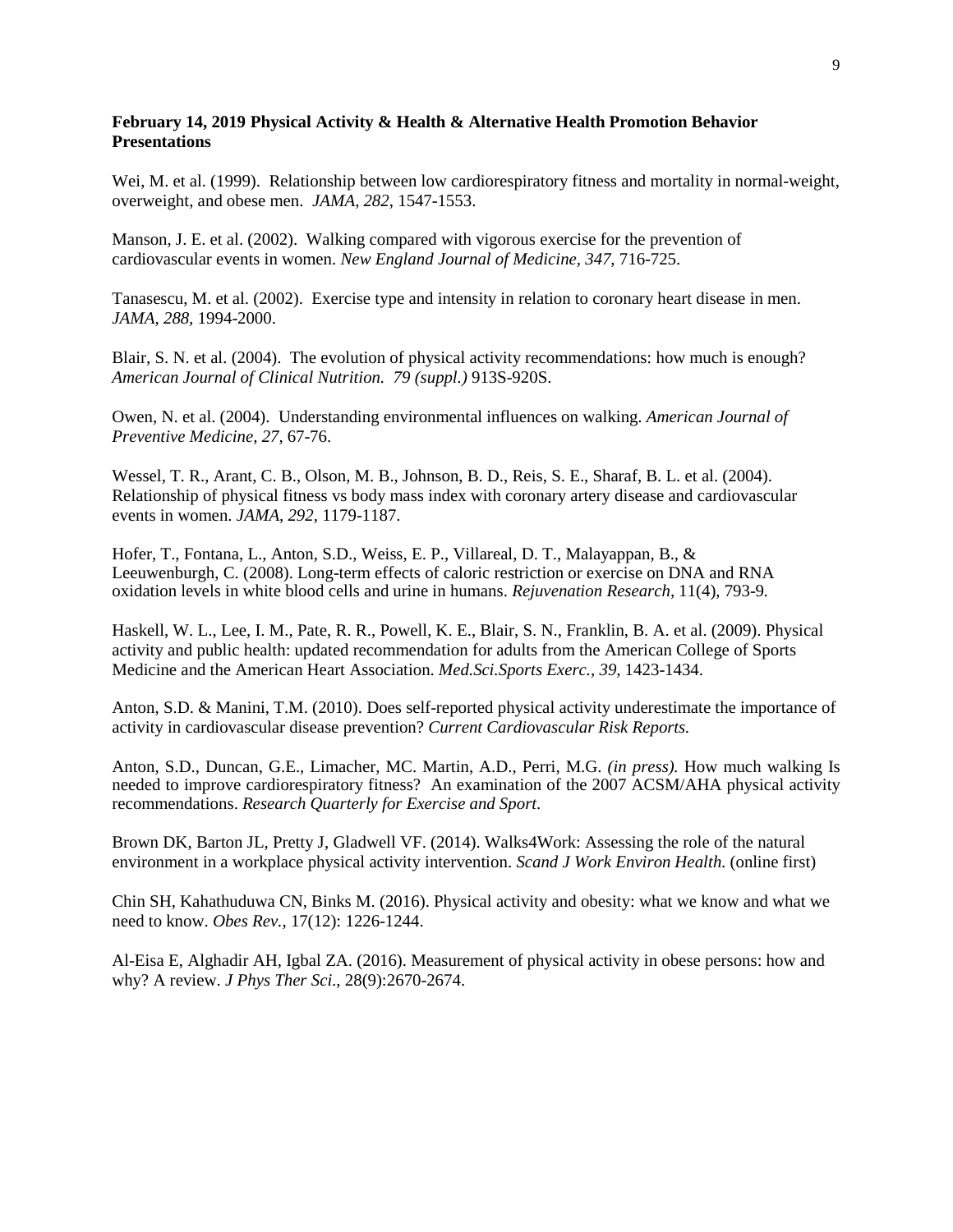**February 14, 2019 Physical Activity & Health & Alternative Health Promotion Behavior Presentations**

Wei, M. et al. (1999). Relationship between low cardiorespiratory fitness and mortality in normal-weight, overweight, and obese men. *JAMA, 282*, 1547-1553.

Manson, J. E. et al. (2002). Walking compared with vigorous exercise for the prevention of cardiovascular events in women. *New England Journal of Medicine, 347*, 716-725.

Tanasescu, M. et al. (2002). Exercise type and intensity in relation to coronary heart disease in men. *JAMA, 288*, 1994-2000.

Blair, S. N. et al. (2004). The evolution of physical activity recommendations: how much is enough? *American Journal of Clinical Nutrition. 79 (suppl.)* 913S-920S.

Owen, N. et al. (2004). Understanding environmental influences on walking. *American Journal of Preventive Medicine, 27,* 67-76.

Wessel, T. R., Arant, C. B., Olson, M. B., Johnson, B. D., Reis, S. E., Sharaf, B. L. et al. (2004). Relationship of physical fitness vs body mass index with coronary artery disease and cardiovascular events in women. *JAMA, 292*, 1179-1187.

Hofer, T., Fontana, L., Anton, S.D., Weiss, E. P., Villareal, D. T., Malayappan, B., & Leeuwenburgh, C. (2008). Long-term effects of caloric restriction or exercise on DNA and RNA oxidation levels in white blood cells and urine in humans. *Rejuvenation Research*, 11(4), 793-9.

Haskell, W. L., Lee, I. M., Pate, R. R., Powell, K. E., Blair, S. N., Franklin, B. A. et al. (2009). Physical activity and public health: updated recommendation for adults from the American College of Sports Medicine and the American Heart Association. *Med.Sci.Sports Exerc., 39*, 1423-1434.

Anton, S.D. & Manini, T.M. (2010). Does self-reported physical activity underestimate the importance of activity in cardiovascular disease prevention? *Current Cardiovascular Risk Reports.*

Anton, S.D., Duncan, G.E., Limacher, MC. Martin, A.D., Perri, M.G. *(in press).* How much walking Is needed to improve cardiorespiratory fitness? An examination of the 2007 ACSM/AHA physical activity recommendations. *Research Quarterly for Exercise and Sport*.

Brown DK, Barton JL, Pretty J, Gladwell VF. (2014). Walks4Work: Assessing the role of the natural environment in a workplace physical activity intervention. *Scand J Work Environ Health.* (online first)

Chin SH, Kahathuduwa CN, Binks M. (2016). Physical activity and obesity: what we know and what we need to know. *Obes Rev.*, 17(12): 1226-1244.

Al-Eisa E, Alghadir AH, Igbal ZA. (2016). Measurement of physical activity in obese persons: how and why? A review. *J Phys Ther Sci.*, 28(9):2670-2674.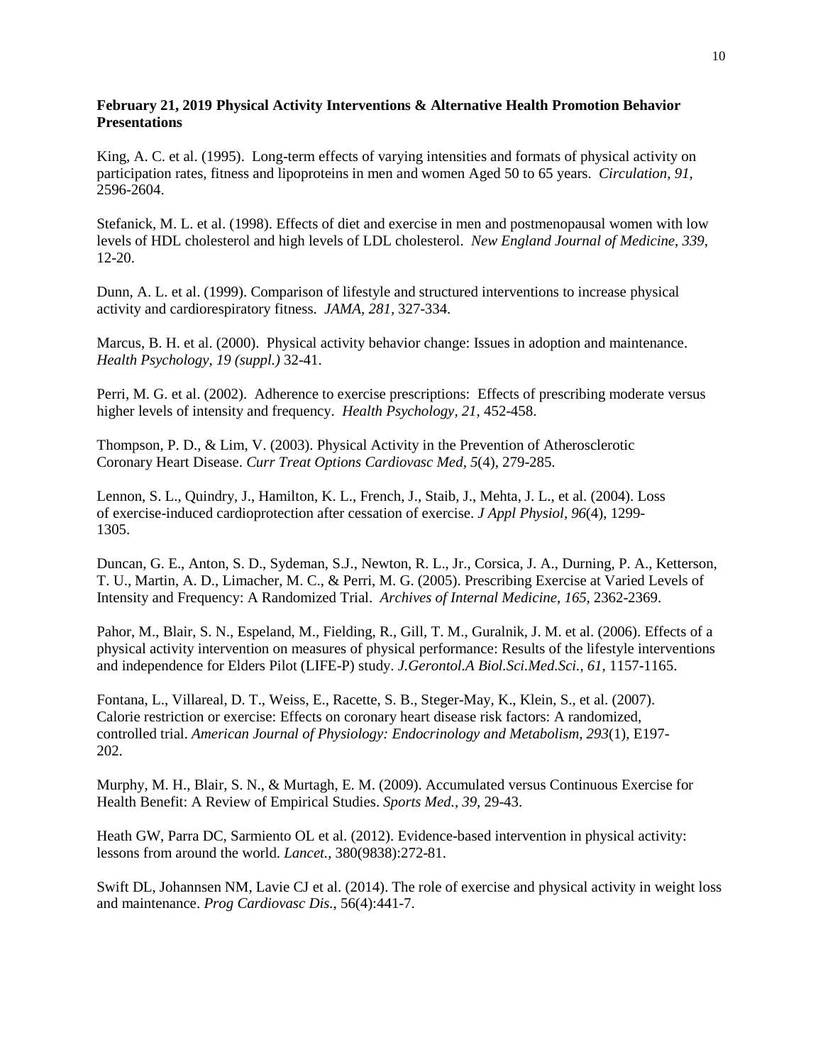**February 21, 2019 Physical Activity Interventions & Alternative Health Promotion Behavior Presentations**

King, A. C. et al. (1995). Long-term effects of varying intensities and formats of physical activity on participation rates, fitness and lipoproteins in men and women Aged 50 to 65 years. *Circulation, 91*, 2596-2604.

Stefanick, M. L. et al. (1998). Effects of diet and exercise in men and postmenopausal women with low levels of HDL cholesterol and high levels of LDL cholesterol. *New England Journal of Medicine*, *339*, 12-20.

Dunn, A. L. et al. (1999). Comparison of lifestyle and structured interventions to increase physical activity and cardiorespiratory fitness. *JAMA, 281*, 327-334.

Marcus, B. H. et al. (2000). Physical activity behavior change: Issues in adoption and maintenance. *Health Psychology, 19 (suppl.)* 32-41.

Perri, M. G. et al. (2002). Adherence to exercise prescriptions: Effects of prescribing moderate versus higher levels of intensity and frequency. *Health Psychology, 21*, 452-458.

Thompson, P. D., & Lim, V. (2003). Physical Activity in the Prevention of Atherosclerotic Coronary Heart Disease. *Curr Treat Options Cardiovasc Med, 5*(4), 279-285.

Lennon, S. L., Quindry, J., Hamilton, K. L., French, J., Staib, J., Mehta, J. L., et al. (2004). Loss of exercise-induced cardioprotection after cessation of exercise. *J Appl Physiol, 96*(4), 1299-1305.

Duncan, G. E., Anton, S. D., Sydeman, S.J., Newton, R. L., Jr., Corsica, J. A., Durning, P. A., Ketterson, T. U., Martin, A. D., Limacher, M. C., & Perri, M. G. (2005). Prescribing Exercise at Varied Levels of Intensity and Frequency: A Randomized Trial. *Archives of Internal Medicine*, *165*, 2362-2369.

Pahor, M., Blair, S. N., Espeland, M., Fielding, R., Gill, T. M., Guralnik, J. M. et al. (2006). Effects of a physical activity intervention on measures of physical performance: Results of the lifestyle interventions and independence for Elders Pilot (LIFE-P) study. *J.Gerontol.A Biol.Sci.Med.Sci., 61*, 1157-1165.

Fontana, L., Villareal, D. T., Weiss, E., Racette, S. B., Steger-May, K., Klein, S., et al. (2007). Calorie restriction or exercise: Effects on coronary heart disease risk factors: A randomized, controlled trial. *American Journal of Physiology: Endocrinology and Metabolism, 293*(1), E197-202.

Murphy, M. H., Blair, S. N., & Murtagh, E. M. (2009). Accumulated versus Continuous Exercise for Health Benefit: A Review of Empirical Studies. *Sports Med.*, *39*, 29-43.

Heath GW, Parra DC, Sarmiento OL et al. (2012). Evidence-based intervention in physical activity: lessons from around the world. *Lancet.*, 380(9838):272-81.

Swift DL, Johannsen NM, Lavie CJ et al. (2014). The role of exercise and physical activity in weight loss and maintenance. *Prog Cardiovasc Dis.*, 56(4):441-7.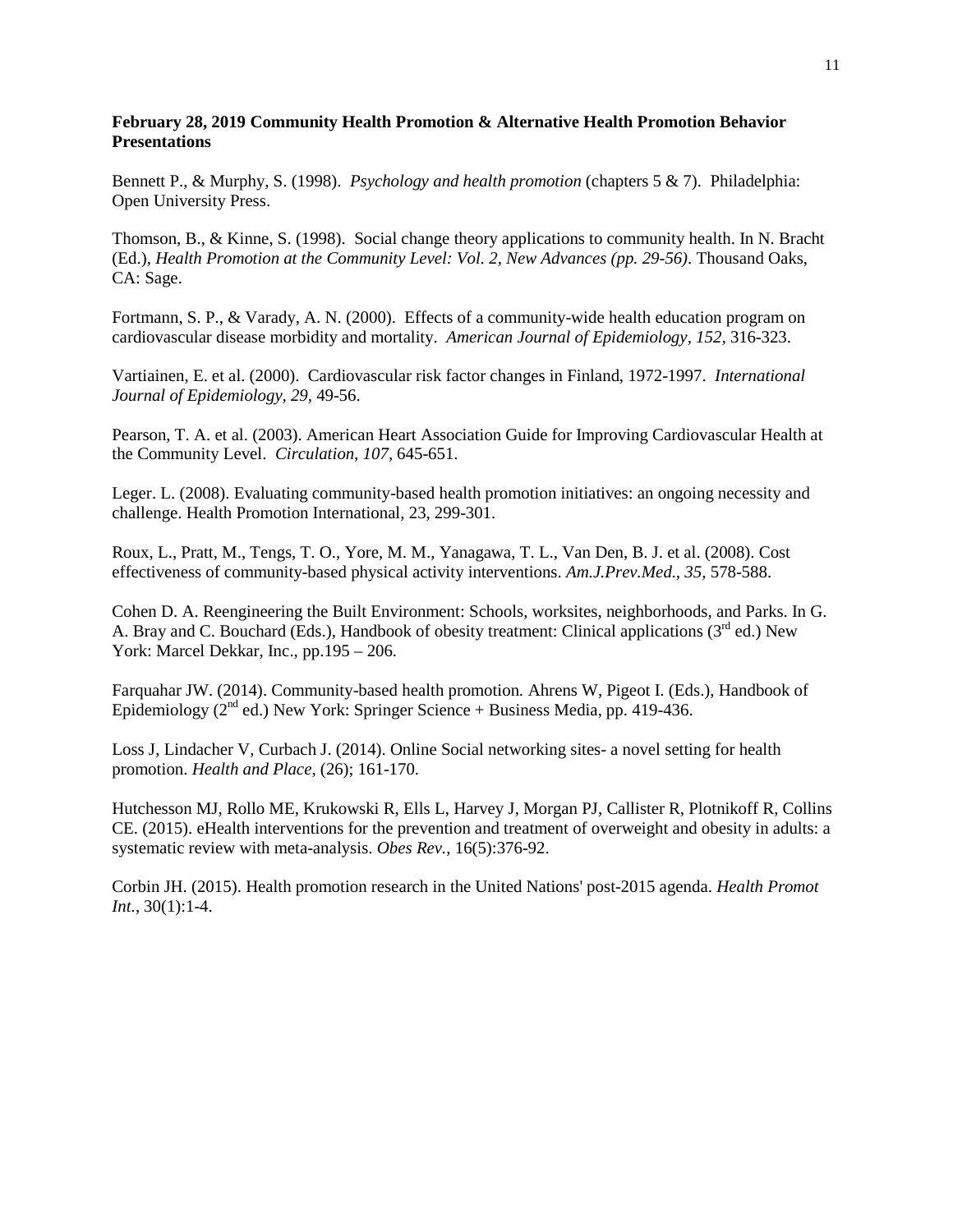**February 28, 2019 Community Health Promotion & Alternative Health Promotion Behavior Presentations**

Bennett P., & Murphy, S. (1998). *Psychology and health promotion* (chapters 5 & 7). Philadelphia: Open University Press.

Thomson, B., & Kinne, S. (1998). Social change theory applications to community health. In N. Bracht (Ed.), *Health Promotion at the Community Level: Vol. 2, New Advances (pp. 29-56)*. Thousand Oaks, CA: Sage.

Fortmann, S. P., & Varady, A. N. (2000). Effects of a community-wide health education program on cardiovascular disease morbidity and mortality. *American Journal of Epidemiology, 152,* 316-323.

Vartiainen, E. et al. (2000). Cardiovascular risk factor changes in Finland, 1972-1997. *International Journal of Epidemiology, 29,* 49-56.

Pearson, T. A. et al. (2003). American Heart Association Guide for Improving Cardiovascular Health at the Community Level. *Circulation, 107,* 645-651.

Leger. L. (2008). Evaluating community-based health promotion initiatives: an ongoing necessity and challenge. Health Promotion International, 23, 299-301.

Roux, L., Pratt, M., Tengs, T. O., Yore, M. M., Yanagawa, T. L., Van Den, B. J. et al. (2008). Cost effectiveness of community-based physical activity interventions. *Am.J.Prev.Med., 35,* 578-588.

Cohen D. A. Reengineering the Built Environment: Schools, worksites, neighborhoods, and Parks. In G. A. Bray and C. Bouchard (Eds.), Handbook of obesity treatment: Clinical applications (3rd ed.) New York: Marcel Dekkar, Inc., pp.195 – 206.

Farquahar JW. (2014). Community-based health promotion*.* Ahrens W, Pigeot I. (Eds.), Handbook of Epidemiology (2nd ed.) New York: Springer Science + Business Media, pp. 419-436.

Loss J, Lindacher V, Curbach J. (2014). Online Social networking sites- a novel setting for health promotion. *Health and Place*, (26); 161-170.

Hutchesson MJ, Rollo ME, Krukowski R, Ells L, Harvey J, Morgan PJ, Callister R, Plotnikoff R, Collins CE. (2015). eHealth interventions for the prevention and treatment of overweight and obesity in adults: a systematic review with meta-analysis. *Obes Rev.*, 16(5):376-92.

Corbin JH. (2015). Health promotion research in the United Nations' post-2015 agenda. *Health Promot Int.*, 30(1):1-4.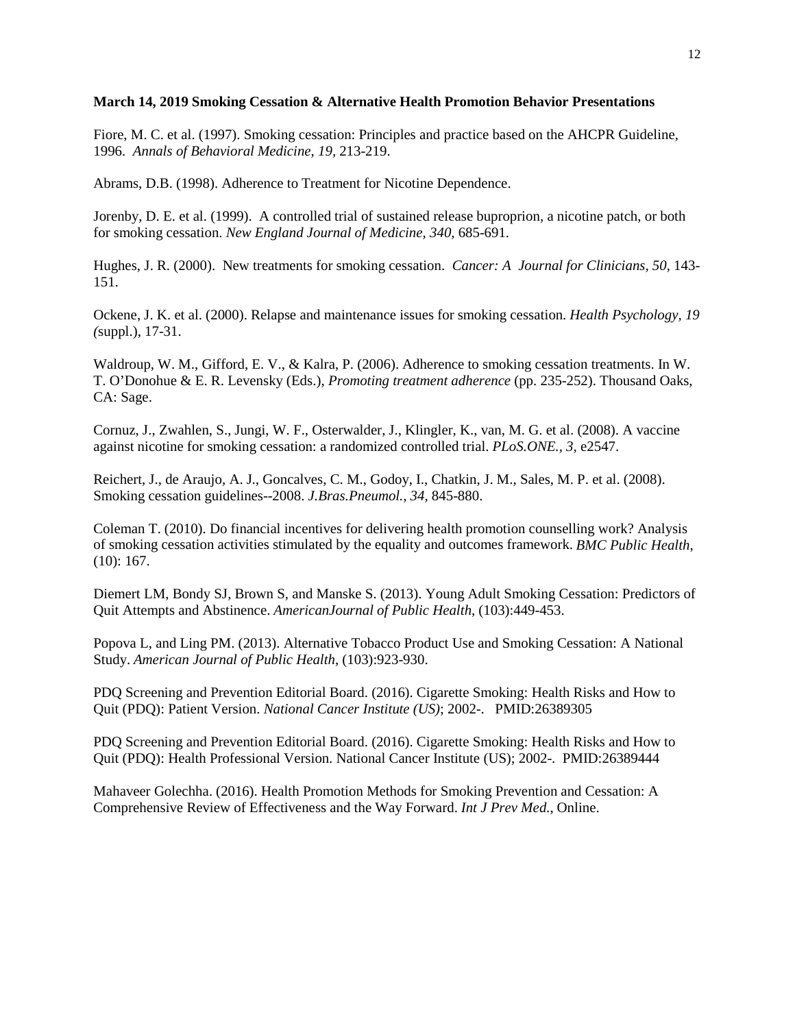**March 14, 2019 Smoking Cessation & Alternative Health Promotion Behavior Presentations**

Fiore, M. C. et al. (1997). Smoking cessation: Principles and practice based on the AHCPR Guideline, 1996. *Annals of Behavioral Medicine, 19,* 213-219.

Abrams, D.B. (1998). Adherence to Treatment for Nicotine Dependence.

Jorenby, D. E. et al. (1999). A controlled trial of sustained release buproprion, a nicotine patch, or both for smoking cessation. *New England Journal of Medicine, 340,* 685-691.

Hughes, J. R. (2000). New treatments for smoking cessation. *Cancer: A Journal for Clinicians, 50,* 143-151.

Ockene, J. K. et al. (2000). Relapse and maintenance issues for smoking cessation. *Health Psychology, 19 (*suppl.), 17-31.

Waldroup, W. M., Gifford, E. V., & Kalra, P. (2006). Adherence to smoking cessation treatments. In W. T. O'Donohue & E. R. Levensky (Eds.), *Promoting treatment adherence* (pp. 235-252). Thousand Oaks, CA: Sage.

Cornuz, J., Zwahlen, S., Jungi, W. F., Osterwalder, J., Klingler, K., van, M. G. et al. (2008). A vaccine against nicotine for smoking cessation: a randomized controlled trial. *PLoS.ONE., 3,* e2547.

Reichert, J., de Araujo, A. J., Goncalves, C. M., Godoy, I., Chatkin, J. M., Sales, M. P. et al. (2008). Smoking cessation guidelines--2008. *J.Bras.Pneumol., 34,* 845-880.

Coleman T. (2010). Do financial incentives for delivering health promotion counselling work? Analysis of smoking cessation activities stimulated by the equality and outcomes framework. *BMC Public Health*, (10): 167.

Diemert LM, Bondy SJ, Brown S, and Manske S. (2013). Young Adult Smoking Cessation: Predictors of Quit Attempts and Abstinence. *AmericanJournal of Public Health*, (103):449-453.

Popova L, and Ling PM. (2013). Alternative Tobacco Product Use and Smoking Cessation: A National Study. *American Journal of Public Health*, (103):923-930.

PDQ Screening and Prevention Editorial Board. (2016). Cigarette Smoking: Health Risks and How to Quit (PDQ): Patient Version. *National Cancer Institute (US)*; 2002-. PMID:26389305

PDQ Screening and Prevention Editorial Board. (2016). Cigarette Smoking: Health Risks and How to Quit (PDQ): Health Professional Version. National Cancer Institute (US); 2002-. PMID:26389444

Mahaveer Golechha. (2016). Health Promotion Methods for Smoking Prevention and Cessation: A Comprehensive Review of Effectiveness and the Way Forward. *Int J Prev Med.,* Online.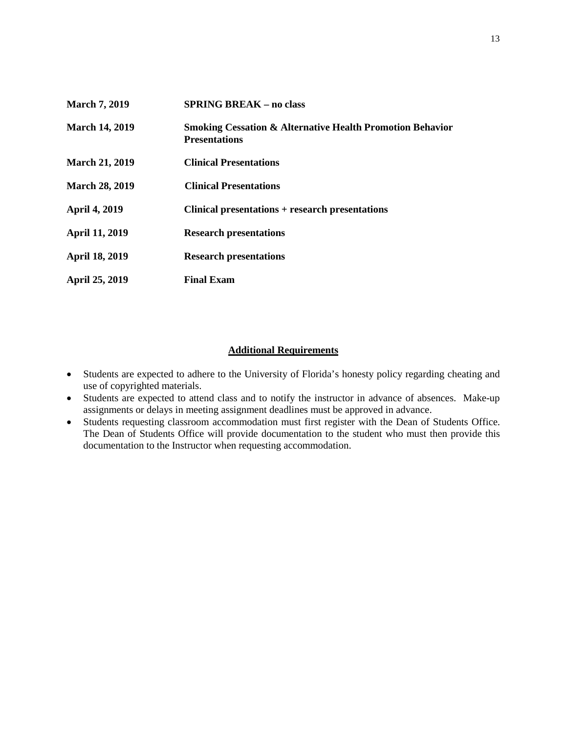| | |
|---|---|
| **March 7, 2019** | **SPRING BREAK – no class** |
| **March 14, 2019** | **Smoking Cessation & Alternative Health Promotion Behavior Presentations** |
| **March 21, 2019** | **Clinical Presentations** |
| **March 28, 2019** | **Clinical Presentations** |
| **April 4, 2019** | **Clinical presentations + research presentations** |
| **April 11, 2019** | **Research presentations** |
| **April 18, 2019** | **Research presentations** |
| **April 25, 2019** | **Final Exam** |

## Additional Requirements

- Students are expected to adhere to the University of Florida's honesty policy regarding cheating and use of copyrighted materials.
- Students are expected to attend class and to notify the instructor in advance of absences. Make-up assignments or delays in meeting assignment deadlines must be approved in advance.
- Students requesting classroom accommodation must first register with the Dean of Students Office. The Dean of Students Office will provide documentation to the student who must then provide this documentation to the Instructor when requesting accommodation.